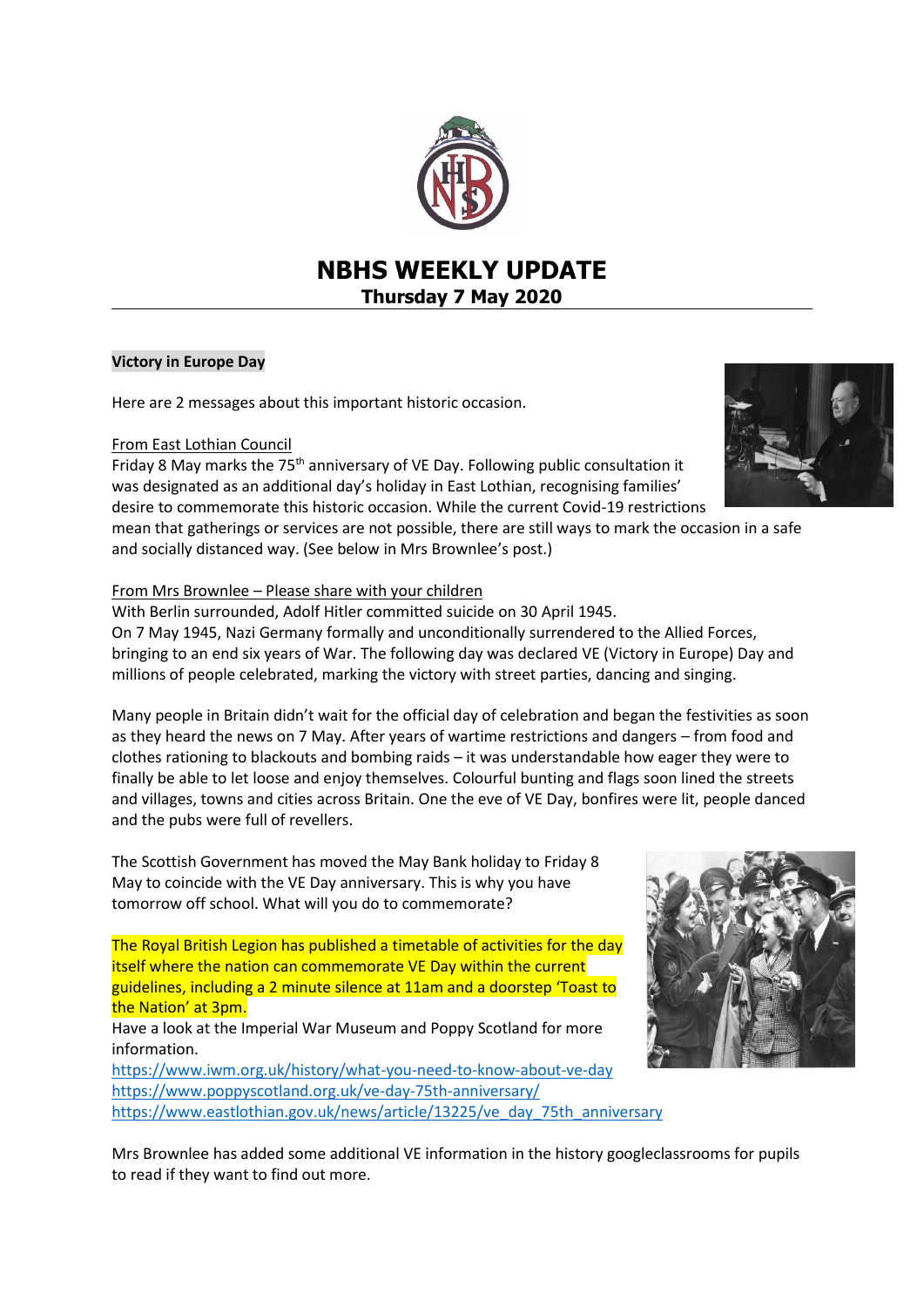# NBHS WEEKLY UPDATE

## Thursday 7 May 2020

**Victory in Europe Day**

Here are 2 messages about this important historic occasion.

From East Lothian Council

Friday 8 May marks the 75th anniversary of VE Day. Following public consultation it was designated as an additional day's holiday in East Lothian, recognising families' desire to commemorate this historic occasion. While the current Covid-19 restrictions mean that gatherings or services are not possible, there are still ways to mark the occasion in a safe and socially distanced way. (See below in Mrs Brownlee's post.)

From Mrs Brownlee – Please share with your children

With Berlin surrounded, Adolf Hitler committed suicide on 30 April 1945.
On 7 May 1945, Nazi Germany formally and unconditionally surrendered to the Allied Forces, bringing to an end six years of War. The following day was declared VE (Victory in Europe) Day and millions of people celebrated, marking the victory with street parties, dancing and singing.

Many people in Britain didn't wait for the official day of celebration and began the festivities as soon as they heard the news on 7 May. After years of wartime restrictions and dangers – from food and clothes rationing to blackouts and bombing raids – it was understandable how eager they were to finally be able to let loose and enjoy themselves. Colourful bunting and flags soon lined the streets and villages, towns and cities across Britain. One the eve of VE Day, bonfires were lit, people danced and the pubs were full of revellers.

The Scottish Government has moved the May Bank holiday to Friday 8 May to coincide with the VE Day anniversary. This is why you have tomorrow off school. What will you do to commemorate?

The Royal British Legion has published a timetable of activities for the day itself where the nation can commemorate VE Day within the current guidelines, including a 2 minute silence at 11am and a doorstep 'Toast to the Nation' at 3pm.

Have a look at the Imperial War Museum and Poppy Scotland for more information.

https://www.iwm.org.uk/history/what-you-need-to-know-about-ve-day
https://www.poppyscotland.org.uk/ve-day-75th-anniversary/
https://www.eastlothian.gov.uk/news/article/13225/ve_day_75th_anniversary

Mrs Brownlee has added some additional VE information in the history googleclassrooms for pupils to read if they want to find out more.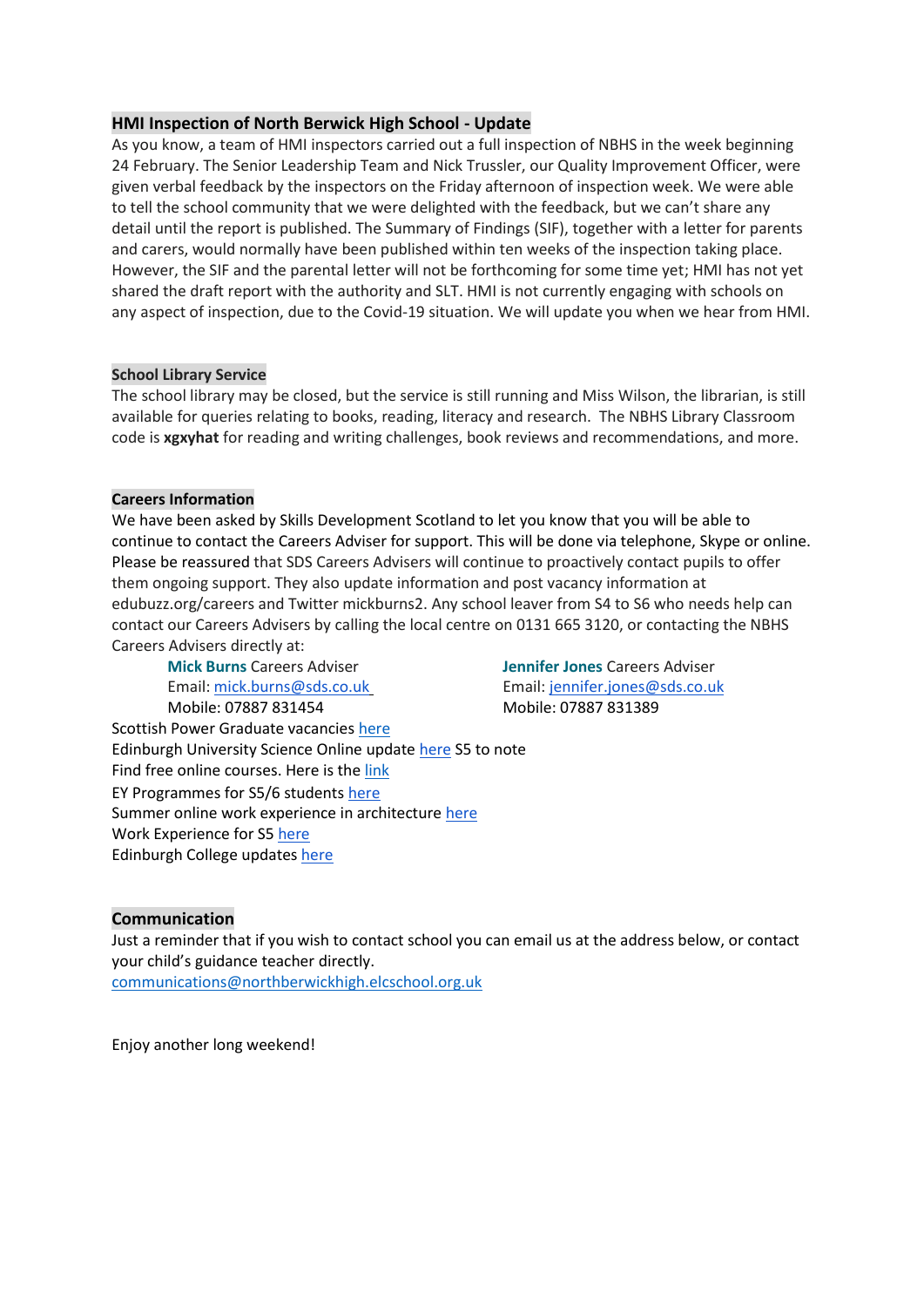## HMI Inspection of North Berwick High School - Update

As you know, a team of HMI inspectors carried out a full inspection of NBHS in the week beginning 24 February. The Senior Leadership Team and Nick Trussler, our Quality Improvement Officer, were given verbal feedback by the inspectors on the Friday afternoon of inspection week. We were able to tell the school community that we were delighted with the feedback, but we can't share any detail until the report is published. The Summary of Findings (SIF), together with a letter for parents and carers, would normally have been published within ten weeks of the inspection taking place. However, the SIF and the parental letter will not be forthcoming for some time yet; HMI has not yet shared the draft report with the authority and SLT. HMI is not currently engaging with schools on any aspect of inspection, due to the Covid-19 situation. We will update you when we hear from HMI.

## School Library Service

The school library may be closed, but the service is still running and Miss Wilson, the librarian, is still available for queries relating to books, reading, literacy and research. The NBHS Library Classroom code is **xgxyhat** for reading and writing challenges, book reviews and recommendations, and more.

## Careers Information

We have been asked by Skills Development Scotland to let you know that you will be able to continue to contact the Careers Adviser for support. This will be done via telephone, Skype or online. Please be reassured that SDS Careers Advisers will continue to proactively contact pupils to offer them ongoing support. They also update information and post vacancy information at edubuzz.org/careers and Twitter mickburns2. Any school leaver from S4 to S6 who needs help can contact our Careers Advisers by calling the local centre on 0131 665 3120, or contacting the NBHS Careers Advisers directly at:

**Mick Burns** Careers Adviser
Email: mick.burns@sds.co.uk
Mobile: 07887 831454

**Jennifer Jones** Careers Adviser
Email: jennifer.jones@sds.co.uk
Mobile: 07887 831389

Scottish Power Graduate vacancies here
Edinburgh University Science Online update here S5 to note
Find free online courses. Here is the link
EY Programmes for S5/6 students here
Summer online work experience in architecture here
Work Experience for S5 here
Edinburgh College updates here

## Communication

Just a reminder that if you wish to contact school you can email us at the address below, or contact your child's guidance teacher directly.
communications@northberwickhigh.elcschool.org.uk

Enjoy another long weekend!